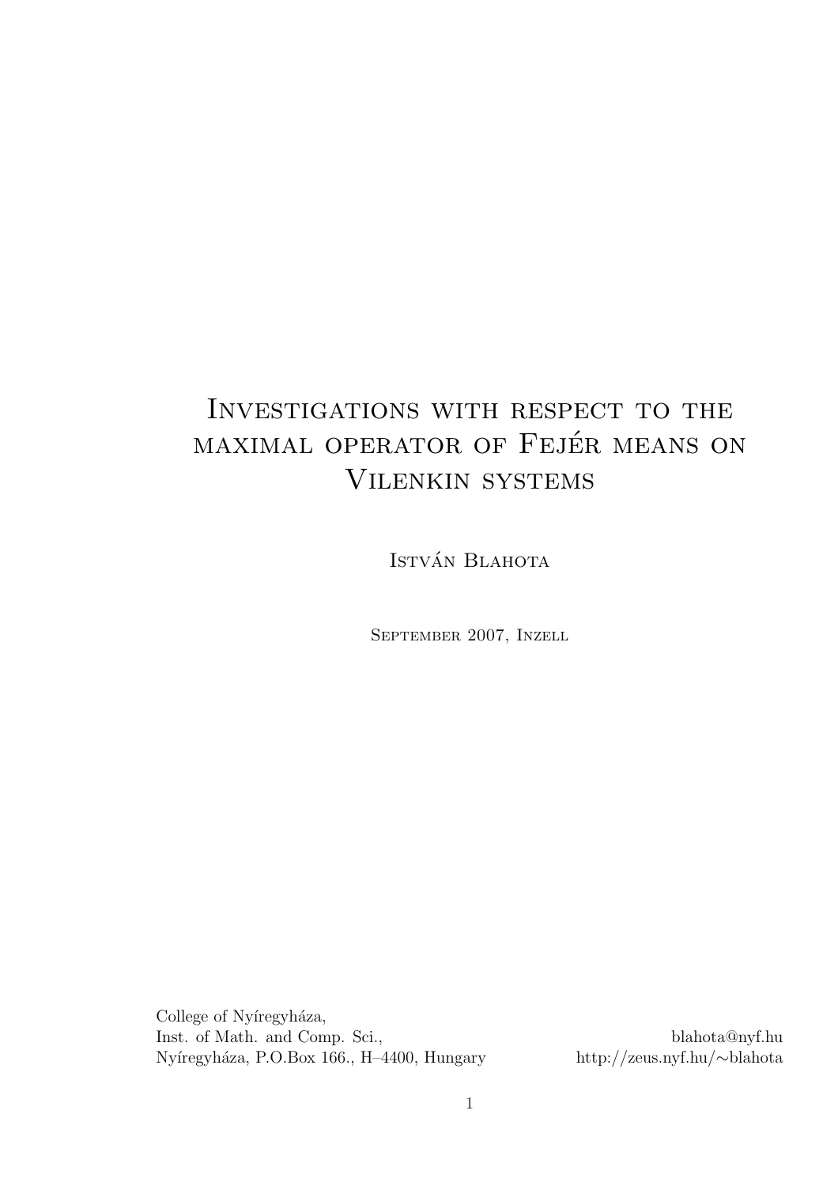# Investigations with respect to the maximal operator of Fejér means on Vilenkin systems

István Blahota

September 2007, Inzell

College of Nyíregyháza,
Inst. of Math. and Comp. Sci.,
Nyíregyháza, P.O.Box 166., H–4400, Hungary

blahota@nyf.hu
http://zeus.nyf.hu/∼blahota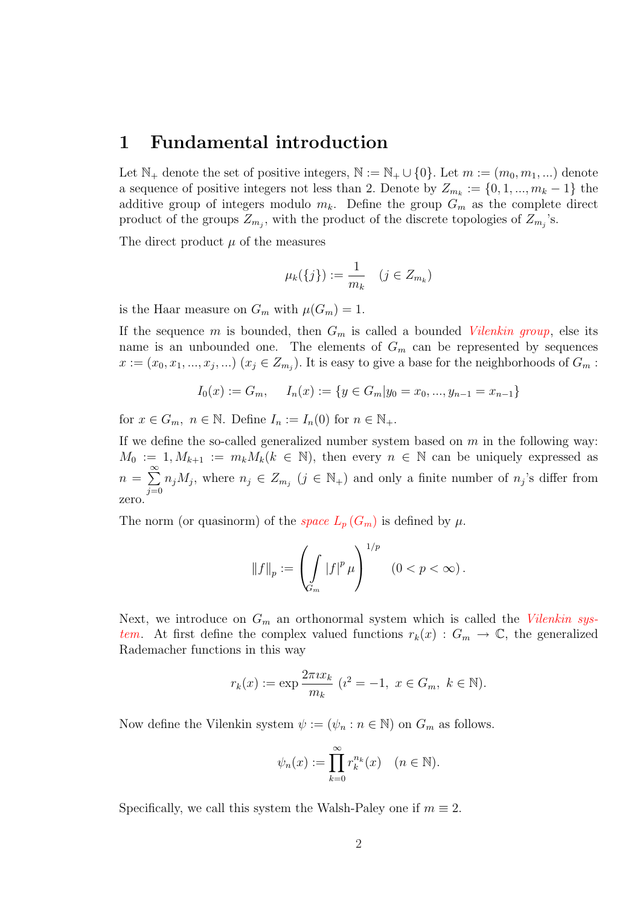# 1 Fundamental introduction

Let $\mathbb{N}_+$ denote the set of positive integers, $\mathbb{N} := \mathbb{N}_+ \cup \{0\}$. Let $m := (m_0, m_1, ...)$ denote a sequence of positive integers not less than 2. Denote by $Z_{m_k} := \{0, 1, ..., m_k - 1\}$ the additive group of integers modulo $m_k$. Define the group $G_m$ as the complete direct product of the groups $Z_{m_j}$, with the product of the discrete topologies of $Z_{m_j}$'s.

The direct product $\mu$ of the measures

$$\mu_k(\{j\}) := \frac{1}{m_k} \quad (j \in Z_{m_k})$$

is the Haar measure on $G_m$ with $\mu(G_m) = 1$.

If the sequence $m$ is bounded, then $G_m$ is called a bounded *Vilenkin group*, else its name is an unbounded one. The elements of $G_m$ can be represented by sequences $x := (x_0, x_1, ..., x_j, ...)$ $(x_j \in Z_{m_j})$. It is easy to give a base for the neighborhoods of $G_m$ :

$$I_0(x) := G_m, \quad I_n(x) := \{y \in G_m | y_0 = x_0, ..., y_{n-1} = x_{n-1}\}$$

for $x \in G_m$, $n \in \mathbb{N}$. Define $I_n := I_n(0)$ for $n \in \mathbb{N}_+$.

If we define the so-called generalized number system based on $m$ in the following way: $M_0 := 1, M_{k+1} := m_k M_k (k \in \mathbb{N})$, then every $n \in \mathbb{N}$ can be uniquely expressed as $n = \sum_{j=0}^{\infty} n_j M_j$, where $n_j \in Z_{m_j}$ $(j \in \mathbb{N}_+)$ and only a finite number of $n_j$'s differ from zero.

The norm (or quasinorm) of the *space* $L_p(G_m)$ is defined by $\mu$.

$$\|f\|_p := \left( \int_{G_m} |f|^p \mu \right)^{1/p} \quad (0 < p < \infty).$$

Next, we introduce on $G_m$ an orthonormal system which is called the *Vilenkin system*. At first define the complex valued functions $r_k(x) : G_m \to \mathbb{C}$, the generalized Rademacher functions in this way

$$r_k(x) := \exp \frac{2\pi \imath x_k}{m_k} \ (\imath^2 = -1, \ x \in G_m, \ k \in \mathbb{N}).$$

Now define the Vilenkin system $\psi := (\psi_n : n \in \mathbb{N})$ on $G_m$ as follows.

$$\psi_n(x) := \prod_{k=0}^{\infty} r_k^{n_k}(x) \quad (n \in \mathbb{N}).$$

Specifically, we call this system the Walsh-Paley one if $m \equiv 2$.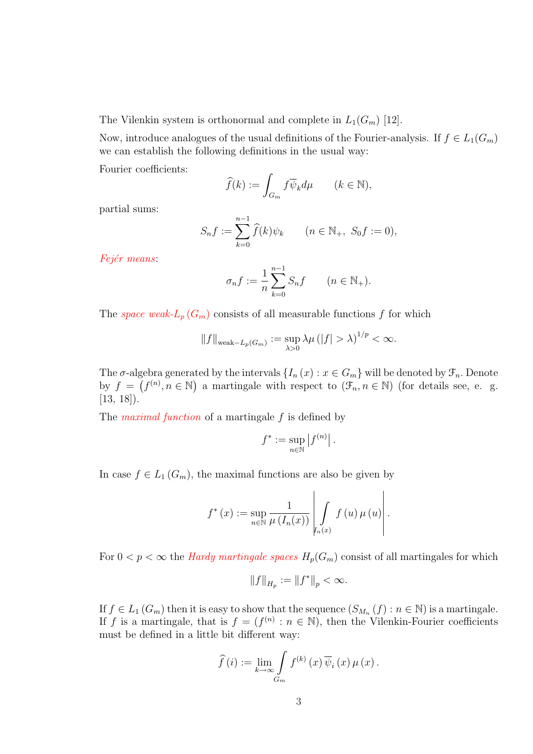The Vilenkin system is orthonormal and complete in $L_1(G_m)$ [12].

Now, introduce analogues of the usual definitions of the Fourier-analysis. If $f \in L_1(G_m)$ we can establish the following definitions in the usual way:

Fourier coefficients:

$$\widehat{f}(k) := \int_{G_m} f \overline{\psi}_k d\mu \qquad (k \in \mathbb{N}),$$

partial sums:

$$S_n f := \sum_{k=0}^{n-1} \widehat{f}(k) \psi_k \qquad (n \in \mathbb{N}_+, \ S_0 f := 0),$$

*Fejér means*:

$$\sigma_n f := \frac{1}{n} \sum_{k=0}^{n-1} S_n f \qquad (n \in \mathbb{N}_+).$$

The *space weak-$L_p(G_m)$* consists of all measurable functions $f$ for which

$$\|f\|_{\text{weak}-L_p(G_m)} := \sup_{\lambda > 0} \lambda \mu(|f| > \lambda)^{1/p} < \infty.$$

The $\sigma$-algebra generated by the intervals $\{I_n(x) : x \in G_m\}$ will be denoted by $\mathcal{F}_n$. Denote by $f = \left(f^{(n)}, n \in \mathbb{N}\right)$ a martingale with respect to $(\mathcal{F}_n, n \in \mathbb{N})$ (for details see, e. g. [13, 18]).

The *maximal function* of a martingale $f$ is defined by

$$f^* := \sup_{n \in \mathbb{N}} \left| f^{(n)} \right|.$$

In case $f \in L_1(G_m)$, the maximal functions are also be given by

$$f^*(x) := \sup_{n \in \mathbb{N}} \frac{1}{\mu(I_n(x))} \left| \int_{I_n(x)} f(u) \mu(u) \right|.$$

For $0 < p < \infty$ the *Hardy martingale spaces* $H_p(G_m)$ consist of all martingales for which

$$\|f\|_{H_p} := \|f^*\|_p < \infty.$$

If $f \in L_1(G_m)$ then it is easy to show that the sequence $(S_{M_n}(f) : n \in \mathbb{N})$ is a martingale. If $f$ is a martingale, that is $f = (f^{(n)} : n \in \mathbb{N})$, then the Vilenkin-Fourier coefficients must be defined in a little bit different way:

$$\widehat{f}(i) := \lim_{k \to \infty} \int_{G_m} f^{(k)}(x) \overline{\psi}_i(x) \mu(x).$$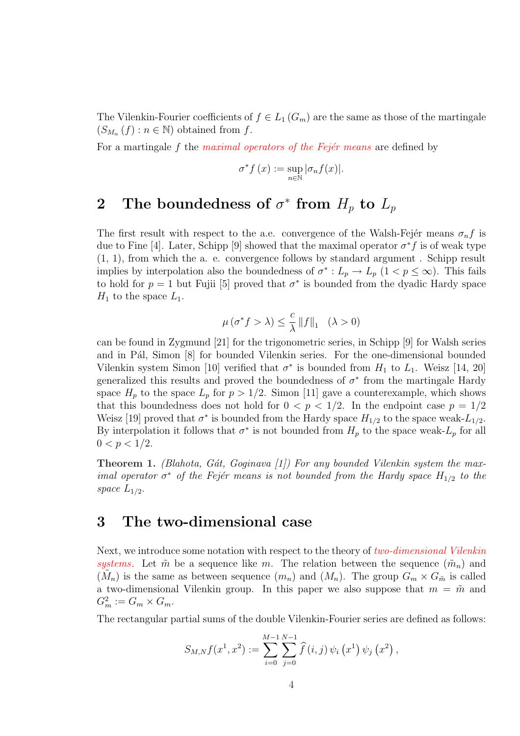The Vilenkin-Fourier coefficients of $f \in L_1(G_m)$ are the same as those of the martingale $(S_{M_n}(f) : n \in \mathbb{N})$ obtained from $f$.

For a martingale $f$ the *maximal operators of the Fejér means* are defined by

$$\sigma^* f(x) := \sup_{n \in \mathbb{N}} |\sigma_n f(x)|.$$

# 2 The boundedness of $\sigma^*$ from $H_p$ to $L_p$

The first result with respect to the a.e. convergence of the Walsh-Fejér means $\sigma_n f$ is due to Fine [4]. Later, Schipp [9] showed that the maximal operator $\sigma^* f$ is of weak type (1, 1), from which the a. e. convergence follows by standard argument . Schipp result implies by interpolation also the boundedness of $\sigma^* : L_p \to L_p$ $(1 < p \leq \infty)$. This fails to hold for $p = 1$ but Fujii [5] proved that $\sigma^*$ is bounded from the dyadic Hardy space $H_1$ to the space $L_1$.

$$\mu(\sigma^* f > \lambda) \leq \frac{c}{\lambda} \|f\|_1 \quad (\lambda > 0)$$

can be found in Zygmund [21] for the trigonometric series, in Schipp [9] for Walsh series and in Pál, Simon [8] for bounded Vilenkin series. For the one-dimensional bounded Vilenkin system Simon [10] verified that $\sigma^*$ is bounded from $H_1$ to $L_1$. Weisz [14, 20] generalized this results and proved the boundedness of $\sigma^*$ from the martingale Hardy space $H_p$ to the space $L_p$ for $p > 1/2$. Simon [11] gave a counterexample, which shows that this boundedness does not hold for $0 < p < 1/2$. In the endpoint case $p = 1/2$ Weisz [19] proved that $\sigma^*$ is bounded from the Hardy space $H_{1/2}$ to the space weak-$L_{1/2}$. By interpolation it follows that $\sigma^*$ is not bounded from $H_p$ to the space weak-$L_p$ for all $0 < p < 1/2$.

**Theorem 1.** *(Blahota, Gát, Goginava [1]) For any bounded Vilenkin system the maximal operator $\sigma^*$ of the Fejér means is not bounded from the Hardy space $H_{1/2}$ to the space $L_{1/2}$.*

# 3 The two-dimensional case

Next, we introduce some notation with respect to the theory of *two-dimensional Vilenkin systems*. Let $\tilde{m}$ be a sequence like $m$. The relation between the sequence $(\tilde{m}_n)$ and $(\tilde{M}_n)$ is the same as between sequence $(m_n)$ and $(M_n)$. The group $G_m \times G_{\tilde{m}}$ is called a two-dimensional Vilenkin group. In this paper we also suppose that $m = \tilde{m}$ and $G_m^2 := G_m \times G_m$.

The rectangular partial sums of the double Vilenkin-Fourier series are defined as follows:

$$S_{M,N} f(x^1, x^2) := \sum_{i=0}^{M-1} \sum_{j=0}^{N-1} \widehat{f}(i,j) \, \psi_i(x^1) \, \psi_j(x^2),$$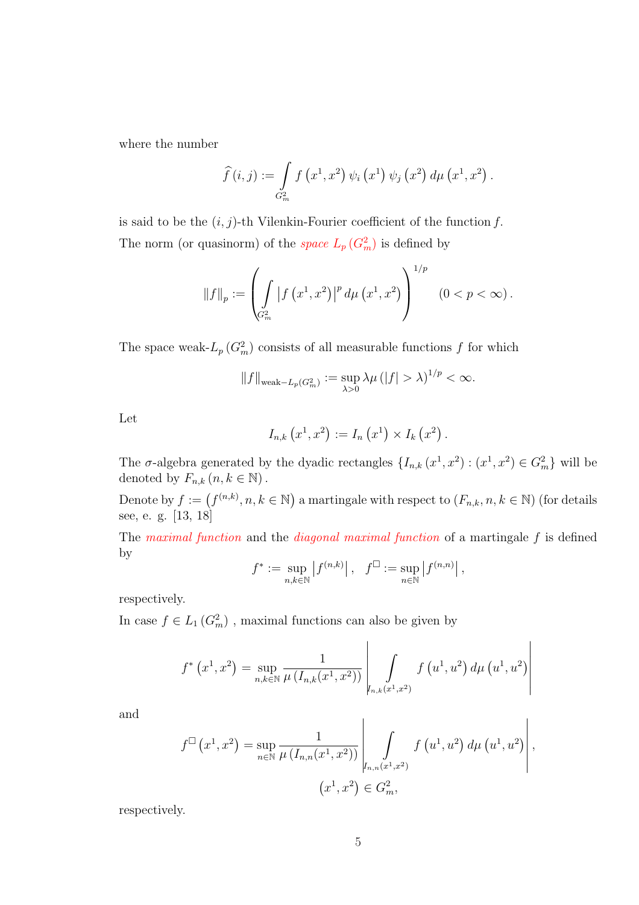where the number

$$\widehat{f}(i,j) := \int_{G_m^2} f\left(x^1,x^2\right)\psi_i\left(x^1\right)\psi_j\left(x^2\right)d\mu\left(x^1,x^2\right).$$

is said to be the $(i,j)$-th Vilenkin-Fourier coefficient of the function $f$.

The norm (or quasinorm) of the *space $L_p\left(G_m^2\right)$* is defined by

$$\|f\|_p := \left(\int_{G_m^2}\left|f\left(x^1,x^2\right)\right|^p d\mu\left(x^1,x^2\right)\right)^{1/p} \quad (0<p<\infty).$$

The space weak-$L_p\left(G_m^2\right)$ consists of all measurable functions $f$ for which

$$\|f\|_{\text{weak}-L_p\left(G_m^2\right)} := \sup_{\lambda>0}\lambda\mu\left(|f|>\lambda\right)^{1/p} < \infty.$$

Let

$$I_{n,k}\left(x^1,x^2\right) := I_n\left(x^1\right)\times I_k\left(x^2\right).$$

The $\sigma$-algebra generated by the dyadic rectangles $\left\{I_{n,k}\left(x^1,x^2\right):\left(x^1,x^2\right)\in G_m^2\right\}$ will be denoted by $F_{n,k}\,(n,k\in\mathbb{N})$.

Denote by $f := \left(f^{(n,k)}, n,k\in\mathbb{N}\right)$ a martingale with respect to $\left(F_{n,k}, n,k\in\mathbb{N}\right)$ (for details see, e. g. [13, 18]

The *maximal function* and the *diagonal maximal function* of a martingale $f$ is defined by

$$f^* := \sup_{n,k\in\mathbb{N}}\left|f^{(n,k)}\right|, \quad f^{\square} := \sup_{n\in\mathbb{N}}\left|f^{(n,n)}\right|,$$

respectively.

In case $f\in L_1\left(G_m^2\right)$, maximal functions can also be given by

$$f^*\left(x^1,x^2\right) = \sup_{n,k\in\mathbb{N}}\frac{1}{\mu\left(I_{n,k}(x^1,x^2)\right)}\left|\int_{I_{n,k}(x^1,x^2)} f\left(u^1,u^2\right)d\mu\left(u^1,u^2\right)\right|$$

and

$$f^{\square}\left(x^1,x^2\right) = \sup_{n\in\mathbb{N}}\frac{1}{\mu\left(I_{n,n}(x^1,x^2)\right)}\left|\int_{I_{n,n}(x^1,x^2)} f\left(u^1,u^2\right)d\mu\left(u^1,u^2\right)\right|,$$

$$\left(x^1,x^2\right)\in G_m^2,$$

respectively.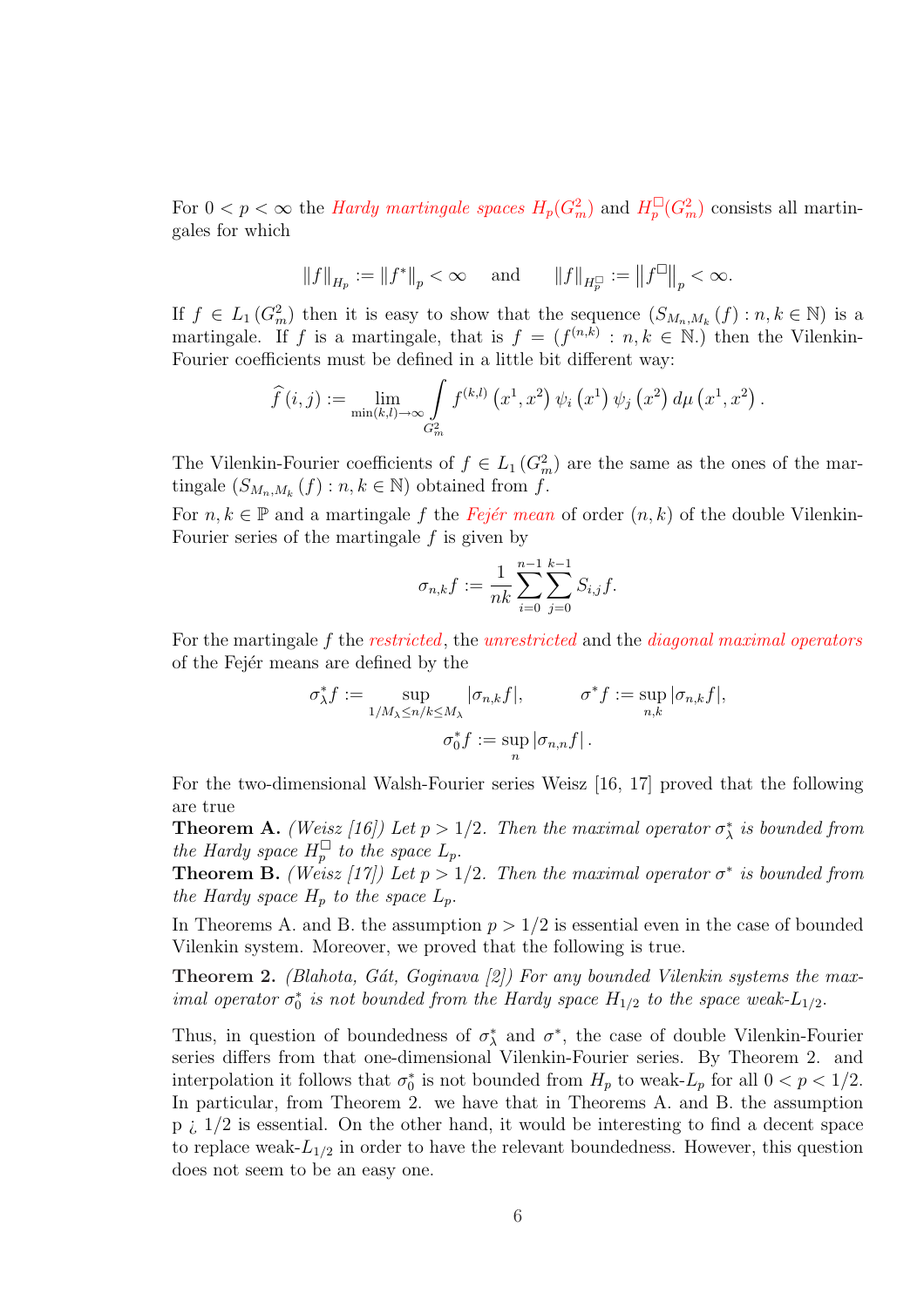For $0 < p < \infty$ the *Hardy martingale spaces* $H_p(G_m^2)$ and $H_p^{\square}(G_m^2)$ consists all martingales for which

$$\|f\|_{H_p} := \|f^*\|_p < \infty \quad \text{and} \quad \|f\|_{H_p^{\square}} := \left\|f^{\square}\right\|_p < \infty.$$

If $f \in L_1(G_m^2)$ then it is easy to show that the sequence $(S_{M_n,M_k}(f) : n,k \in \mathbb{N})$ is a martingale. If $f$ is a martingale, that is $f = (f^{(n,k)} : n,k \in \mathbb{N}.)$ then the Vilenkin-Fourier coefficients must be defined in a little bit different way:

$$\widehat{f}(i,j) := \lim_{\min(k,l)\to\infty} \int_{G_m^2} f^{(k,l)}\left(x^1,x^2\right) \psi_i\left(x^1\right) \psi_j\left(x^2\right) d\mu\left(x^1,x^2\right).$$

The Vilenkin-Fourier coefficients of $f \in L_1(G_m^2)$ are the same as the ones of the martingale $(S_{M_n,M_k}(f) : n,k \in \mathbb{N})$ obtained from $f$.

For $n,k \in \mathbb{P}$ and a martingale $f$ the *Fejér mean* of order $(n,k)$ of the double Vilenkin-Fourier series of the martingale $f$ is given by

$$\sigma_{n,k}f := \frac{1}{nk}\sum_{i=0}^{n-1}\sum_{j=0}^{k-1} S_{i,j}f.$$

For the martingale $f$ the *restricted*, the *unrestricted* and the *diagonal maximal operators* of the Fejér means are defined by the

$$\sigma_\lambda^* f := \sup_{1/M_\lambda \le n/k \le M_\lambda} |\sigma_{n,k}f|, \qquad \sigma^* f := \sup_{n,k} |\sigma_{n,k}f|,$$

$$\sigma_0^* f := \sup_n |\sigma_{n,n}f|.$$

For the two-dimensional Walsh-Fourier series Weisz [16, 17] proved that the following are true

**Theorem A.** *(Weisz [16]) Let $p > 1/2$. Then the maximal operator $\sigma_\lambda^*$ is bounded from the Hardy space $H_p^{\square}$ to the space $L_p$.*

**Theorem B.** *(Weisz [17]) Let $p > 1/2$. Then the maximal operator $\sigma^*$ is bounded from the Hardy space $H_p$ to the space $L_p$.*

In Theorems A. and B. the assumption $p > 1/2$ is essential even in the case of bounded Vilenkin system. Moreover, we proved that the following is true.

**Theorem 2.** *(Blahota, Gát, Goginava [2]) For any bounded Vilenkin systems the maximal operator $\sigma_0^*$ is not bounded from the Hardy space $H_{1/2}$ to the space weak-$L_{1/2}$.*

Thus, in question of boundedness of $\sigma_\lambda^*$ and $\sigma^*$, the case of double Vilenkin-Fourier series differs from that one-dimensional Vilenkin-Fourier series. By Theorem 2. and interpolation it follows that $\sigma_0^*$ is not bounded from $H_p$ to weak-$L_p$ for all $0 < p < 1/2$. In particular, from Theorem 2. we have that in Theorems A. and B. the assumption p ¿ 1/2 is essential. On the other hand, it would be interesting to find a decent space to replace weak-$L_{1/2}$ in order to have the relevant boundedness. However, this question does not seem to be an easy one.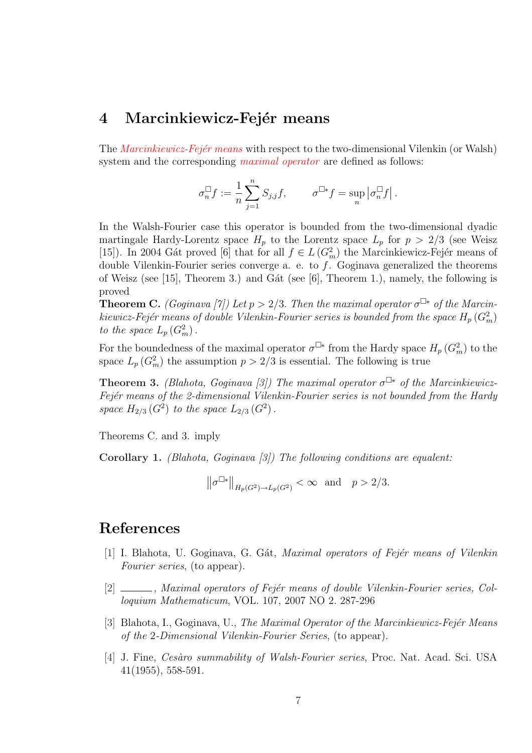## 4 Marcinkiewicz-Fejér means

The *Marcinkiewicz-Fejér means* with respect to the two-dimensional Vilenkin (or Walsh) system and the corresponding *maximal operator* are defined as follows:

$$\sigma_n^{\square} f := \frac{1}{n} \sum_{j=1}^{n} S_{j,j} f, \qquad \sigma^{\square *} f = \sup_n \left| \sigma_n^{\square} f \right|.$$

In the Walsh-Fourier case this operator is bounded from the two-dimensional dyadic martingale Hardy-Lorentz space $H_p$ to the Lorentz space $L_p$ for $p > 2/3$ (see Weisz [15]). In 2004 Gát proved [6] that for all $f \in L(G_m^2)$ the Marcinkiewicz-Fejér means of double Vilenkin-Fourier series converge a. e. to $f$. Goginava generalized the theorems of Weisz (see [15], Theorem 3.) and Gát (see [6], Theorem 1.), namely, the following is proved

**Theorem C.** *(Goginava [7]) Let $p > 2/3$. Then the maximal operator $\sigma^{\square *}$ of the Marcinkiewicz-Fejér means of double Vilenkin-Fourier series is bounded from the space $H_p(G_m^2)$ to the space $L_p(G_m^2)$.*

For the boundedness of the maximal operator $\sigma^{\square *}$ from the Hardy space $H_p(G_m^2)$ to the space $L_p(G_m^2)$ the assumption $p > 2/3$ is essential. The following is true

**Theorem 3.** *(Blahota, Goginava [3]) The maximal operator $\sigma^{\square *}$ of the Marcinkiewicz-Fejér means of the 2-dimensional Vilenkin-Fourier series is not bounded from the Hardy space $H_{2/3}(G^2)$ to the space $L_{2/3}(G^2)$.*

Theorems C. and 3. imply

**Corollary 1.** *(Blahota, Goginava [3]) The following conditions are equalent:*

$$\left\| \sigma^{\square *} \right\|_{H_p(G^2) \to L_p(G^2)} < \infty \quad \text{and} \quad p > 2/3.$$

## References

[1] I. Blahota, U. Goginava, G. Gát, *Maximal operators of Fejér means of Vilenkin Fourier series*, (to appear).

[2] ———, *Maximal operators of Fejér means of double Vilenkin-Fourier series, Colloquium Mathematicum*, VOL. 107, 2007 NO 2. 287-296

[3] Blahota, I., Goginava, U., *The Maximal Operator of the Marcinkiewicz-Fejér Means of the 2-Dimensional Vilenkin-Fourier Series*, (to appear).

[4] J. Fine, *Cesàro summability of Walsh-Fourier series*, Proc. Nat. Acad. Sci. USA 41(1955), 558-591.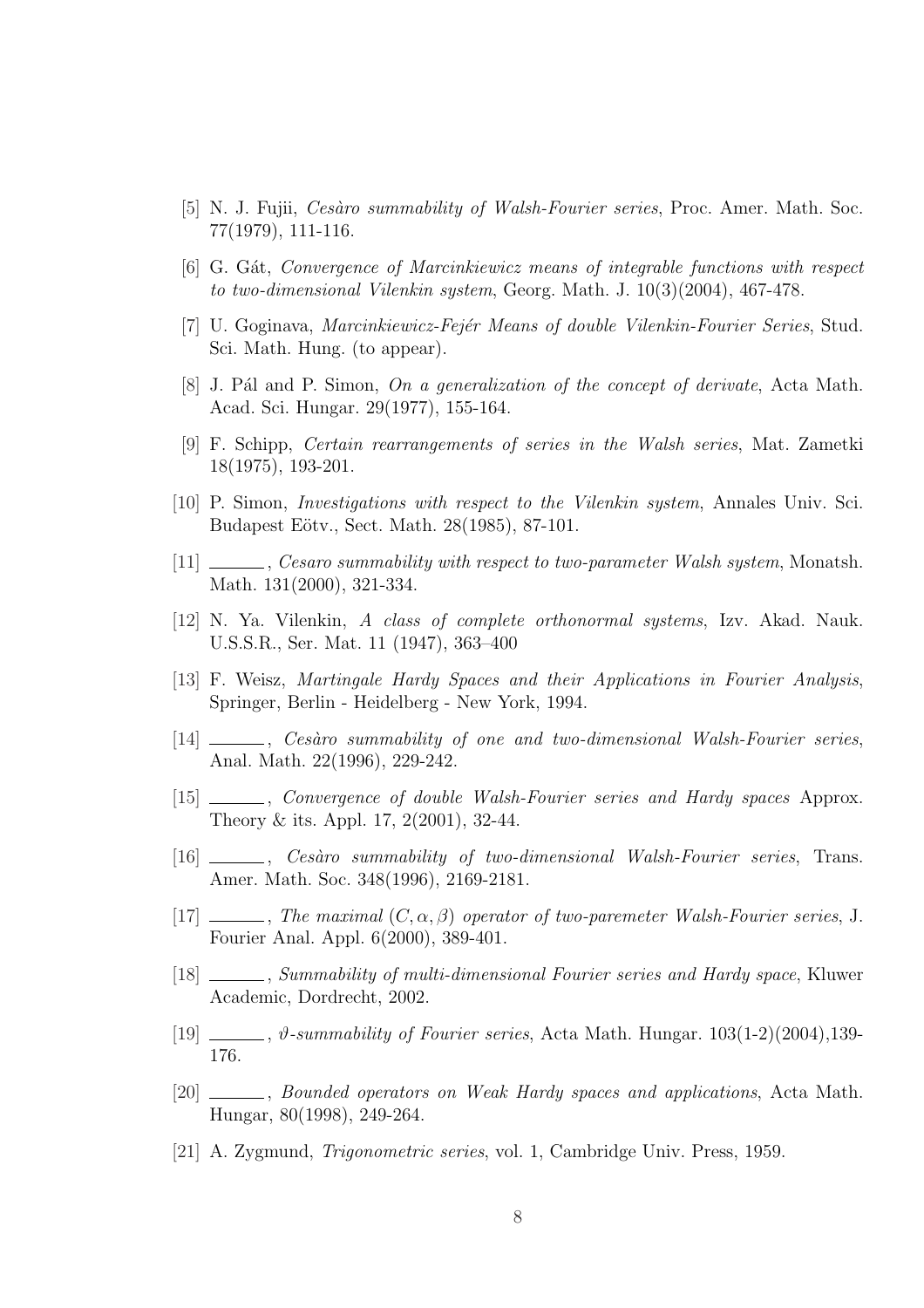[5] N. J. Fujii, *Cesàro summability of Walsh-Fourier series*, Proc. Amer. Math. Soc. 77(1979), 111-116.

[6] G. Gát, *Convergence of Marcinkiewicz means of integrable functions with respect to two-dimensional Vilenkin system*, Georg. Math. J. 10(3)(2004), 467-478.

[7] U. Goginava, *Marcinkiewicz-Fejér Means of double Vilenkin-Fourier Series*, Stud. Sci. Math. Hung. (to appear).

[8] J. Pál and P. Simon, *On a generalization of the concept of derivate*, Acta Math. Acad. Sci. Hungar. 29(1977), 155-164.

[9] F. Schipp, *Certain rearrangements of series in the Walsh series*, Mat. Zametki 18(1975), 193-201.

[10] P. Simon, *Investigations with respect to the Vilenkin system*, Annales Univ. Sci. Budapest Eötv., Sect. Math. 28(1985), 87-101.

[11] ______, *Cesaro summability with respect to two-parameter Walsh system*, Monatsh. Math. 131(2000), 321-334.

[12] N. Ya. Vilenkin, *A class of complete orthonormal systems*, Izv. Akad. Nauk. U.S.S.R., Ser. Mat. 11 (1947), 363–400

[13] F. Weisz, *Martingale Hardy Spaces and their Applications in Fourier Analysis*, Springer, Berlin - Heidelberg - New York, 1994.

[14] ______, *Cesàro summability of one and two-dimensional Walsh-Fourier series*, Anal. Math. 22(1996), 229-242.

[15] ______, *Convergence of double Walsh-Fourier series and Hardy spaces* Approx. Theory & its. Appl. 17, 2(2001), 32-44.

[16] ______, *Cesàro summability of two-dimensional Walsh-Fourier series*, Trans. Amer. Math. Soc. 348(1996), 2169-2181.

[17] ______, *The maximal $(C, \alpha, \beta)$ operator of two-paremeter Walsh-Fourier series*, J. Fourier Anal. Appl. 6(2000), 389-401.

[18] ______, *Summability of multi-dimensional Fourier series and Hardy space*, Kluwer Academic, Dordrecht, 2002.

[19] ______, *$\vartheta$-summability of Fourier series*, Acta Math. Hungar. 103(1-2)(2004),139-176.

[20] ______, *Bounded operators on Weak Hardy spaces and applications*, Acta Math. Hungar, 80(1998), 249-264.

[21] A. Zygmund, *Trigonometric series*, vol. 1, Cambridge Univ. Press, 1959.